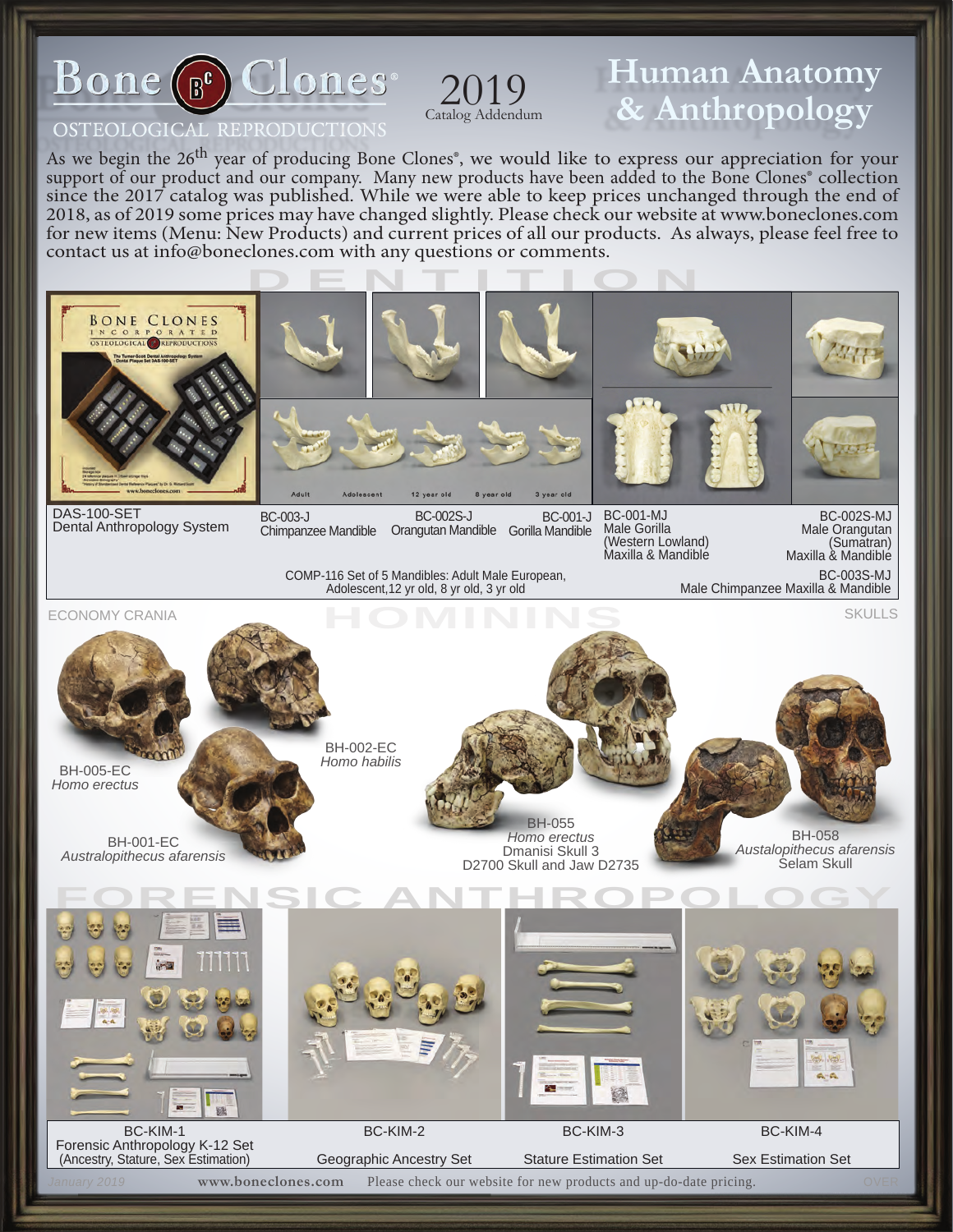# Bone Clones®

OSTEOLOGICAL REPRODUCTIONS

2019
Catalog Addendum

# Human Anatomy & Anthropology

As we begin the 26th year of producing Bone Clones®, we would like to express our appreciation for your support of our product and our company. Many new products have been added to the Bone Clones® collection since the 2017 catalog was published. While we were able to keep prices unchanged through the end of 2018, as of 2019 some prices may have changed slightly. Please check our website at www.boneclones.com for new items (Menu: New Products) and current prices of all our products. As always, please feel free to contact us at info@boneclones.com with any questions or comments.

## DENTITION

DAS-100-SET
Dental Anthropology System

BC-003-J
Chimpanzee Mandible

BC-002S-J
Orangutan Mandible

BC-001-J
Gorilla Mandible

BC-001-MJ
Male Gorilla
(Western Lowland)
Maxilla & Mandible

BC-002S-MJ
Male Orangutan
(Sumatran)
Maxilla & Mandible

COMP-116 Set of 5 Mandibles: Adult Male European, Adolescent, 12 yr old, 8 yr old, 3 yr old

BC-003S-MJ
Male Chimpanzee Maxilla & Mandible

## HOMININS

ECONOMY CRANIA

BH-005-EC
*Homo erectus*

BH-002-EC
*Homo habilis*

BH-001-EC
*Australopithecus afarensis*

SKULLS

BH-055
*Homo erectus*
Dmanisi Skull 3
D2700 Skull and Jaw D2735

BH-058
*Austalopithecus afarensis*
Selam Skull

## FORENSIC ANTHROPOLOGY

BC-KIM-1
Forensic Anthropology K-12 Set
(Ancestry, Stature, Sex Estimation)

BC-KIM-2
Geographic Ancestry Set

BC-KIM-3
Stature Estimation Set

BC-KIM-4
Sex Estimation Set

January 2019 — www.boneclones.com — Please check our website for new products and up-do-date pricing. — OVER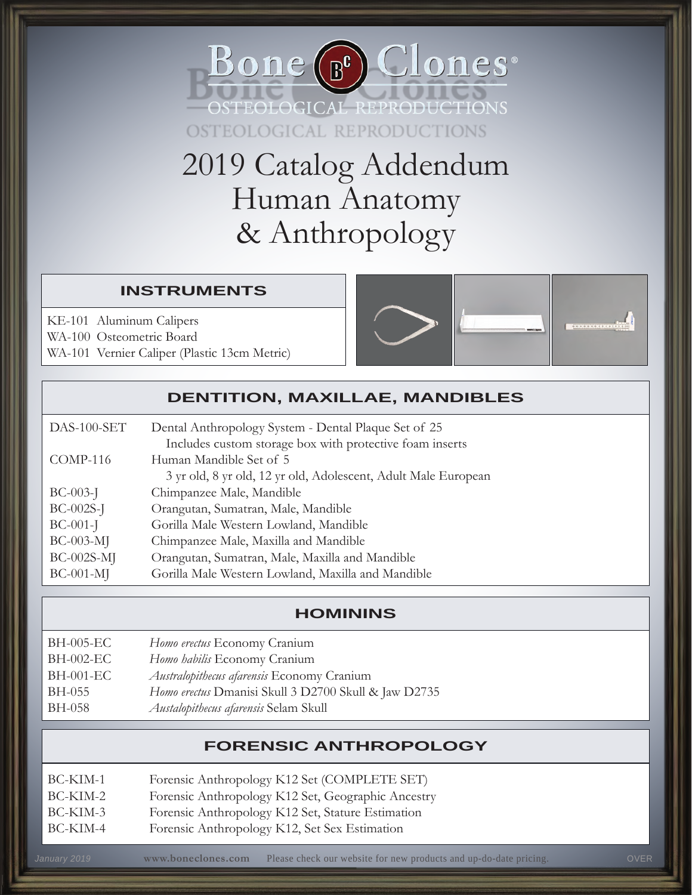Bone Clones®

OSTEOLOGICAL REPRODUCTIONS

# 2019 Catalog Addendum Human Anatomy & Anthropology

## INSTRUMENTS

KE-101 Aluminum Calipers
WA-100 Osteometric Board
WA-101 Vernier Caliper (Plastic 13cm Metric)

## DENTITION, MAXILLAE, MANDIBLES

| | |
|---|---|
| DAS-100-SET | Dental Anthropology System - Dental Plaque Set of 25<br>Includes custom storage box with protective foam inserts |
| COMP-116 | Human Mandible Set of 5<br>3 yr old, 8 yr old, 12 yr old, Adolescent, Adult Male European |
| BC-003-J | Chimpanzee Male, Mandible |
| BC-002S-J | Orangutan, Sumatran, Male, Mandible |
| BC-001-J | Gorilla Male Western Lowland, Mandible |
| BC-003-MJ | Chimpanzee Male, Maxilla and Mandible |
| BC-002S-MJ | Orangutan, Sumatran, Male, Maxilla and Mandible |
| BC-001-MJ | Gorilla Male Western Lowland, Maxilla and Mandible |

## HOMININS

| | |
|---|---|
| BH-005-EC | *Homo erectus* Economy Cranium |
| BH-002-EC | *Homo habilis* Economy Cranium |
| BH-001-EC | *Australopithecus afarensis* Economy Cranium |
| BH-055 | *Homo erectus* Dmanisi Skull 3 D2700 Skull & Jaw D2735 |
| BH-058 | *Austalopithecus afarensis* Selam Skull |

## FORENSIC ANTHROPOLOGY

| | |
|---|---|
| BC-KIM-1 | Forensic Anthropology K12 Set (COMPLETE SET) |
| BC-KIM-2 | Forensic Anthropology K12 Set, Geographic Ancestry |
| BC-KIM-3 | Forensic Anthropology K12 Set, Stature Estimation |
| BC-KIM-4 | Forensic Anthropology K12, Set Sex Estimation |

January 2019 www.boneclones.com Please check our website for new products and up-do-date pricing. OVER